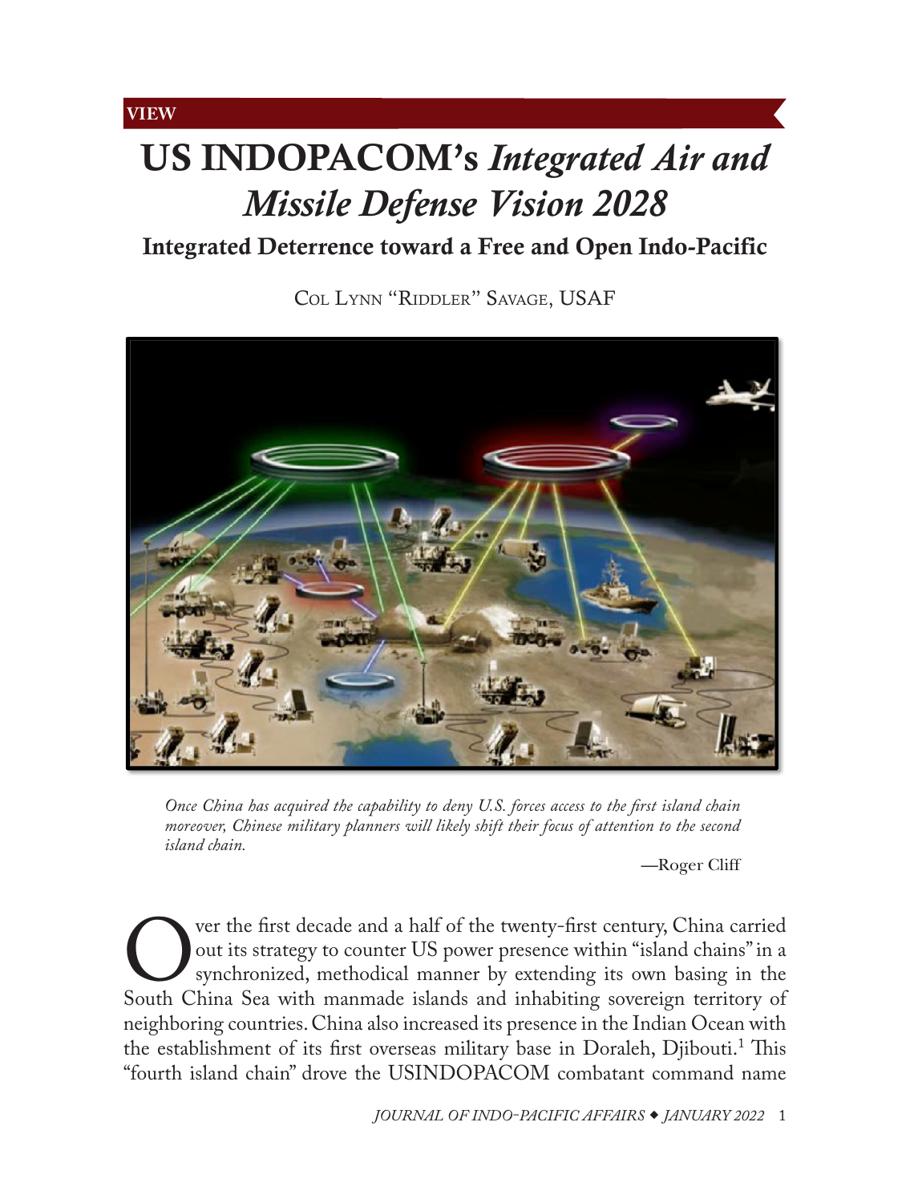VIEW

# US INDOPACOM's *Integrated Air and Missile Defense Vision 2028*

## Integrated Deterrence toward a Free and Open Indo-Pacific

Col Lynn "Riddler" Savage, USAF

> *Once China has acquired the capability to deny U.S. forces access to the first island chain moreover, Chinese military planners will likely shift their focus of attention to the second island chain.*
>
> —Roger Cliff

Over the first decade and a half of the twenty-first century, China carried out its strategy to counter US power presence within "island chains" in a synchronized, methodical manner by extending its own basing in the South China Sea with manmade islands and inhabiting sovereign territory of neighboring countries. China also increased its presence in the Indian Ocean with the establishment of its first overseas military base in Doraleh, Djibouti.[1] This "fourth island chain" drove the USINDOPACOM combatant command name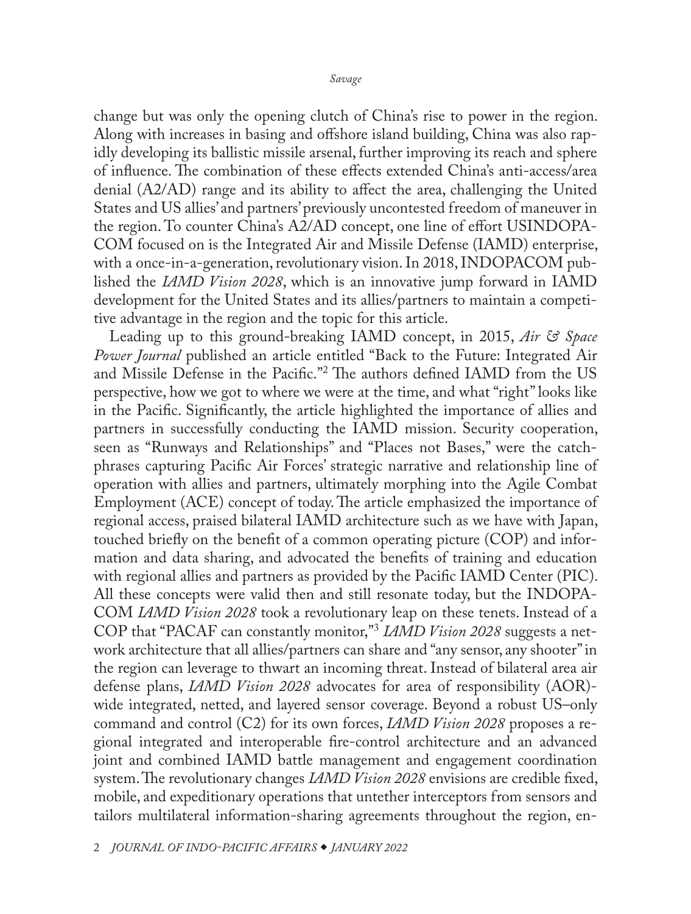change but was only the opening clutch of China's rise to power in the region. Along with increases in basing and offshore island building, China was also rapidly developing its ballistic missile arsenal, further improving its reach and sphere of influence. The combination of these effects extended China's anti-access/area denial (A2/AD) range and its ability to affect the area, challenging the United States and US allies' and partners' previously uncontested freedom of maneuver in the region. To counter China's A2/AD concept, one line of effort USINDOPACOM focused on is the Integrated Air and Missile Defense (IAMD) enterprise, with a once-in-a-generation, revolutionary vision. In 2018, INDOPACOM published the *IAMD Vision 2028*, which is an innovative jump forward in IAMD development for the United States and its allies/partners to maintain a competitive advantage in the region and the topic for this article.

Leading up to this ground-breaking IAMD concept, in 2015, *Air & Space Power Journal* published an article entitled "Back to the Future: Integrated Air and Missile Defense in the Pacific."[2] The authors defined IAMD from the US perspective, how we got to where we were at the time, and what "right" looks like in the Pacific. Significantly, the article highlighted the importance of allies and partners in successfully conducting the IAMD mission. Security cooperation, seen as "Runways and Relationships" and "Places not Bases," were the catchphrases capturing Pacific Air Forces' strategic narrative and relationship line of operation with allies and partners, ultimately morphing into the Agile Combat Employment (ACE) concept of today. The article emphasized the importance of regional access, praised bilateral IAMD architecture such as we have with Japan, touched briefly on the benefit of a common operating picture (COP) and information and data sharing, and advocated the benefits of training and education with regional allies and partners as provided by the Pacific IAMD Center (PIC). All these concepts were valid then and still resonate today, but the INDOPACOM *IAMD Vision 2028* took a revolutionary leap on these tenets. Instead of a COP that "PACAF can constantly monitor,"[3] *IAMD Vision 2028* suggests a network architecture that all allies/partners can share and "any sensor, any shooter" in the region can leverage to thwart an incoming threat. Instead of bilateral area air defense plans, *IAMD Vision 2028* advocates for area of responsibility (AOR)-wide integrated, netted, and layered sensor coverage. Beyond a robust US–only command and control (C2) for its own forces, *IAMD Vision 2028* proposes a regional integrated and interoperable fire-control architecture and an advanced joint and combined IAMD battle management and engagement coordination system. The revolutionary changes *IAMD Vision 2028* envisions are credible fixed, mobile, and expeditionary operations that untether interceptors from sensors and tailors multilateral information-sharing agreements throughout the region, en-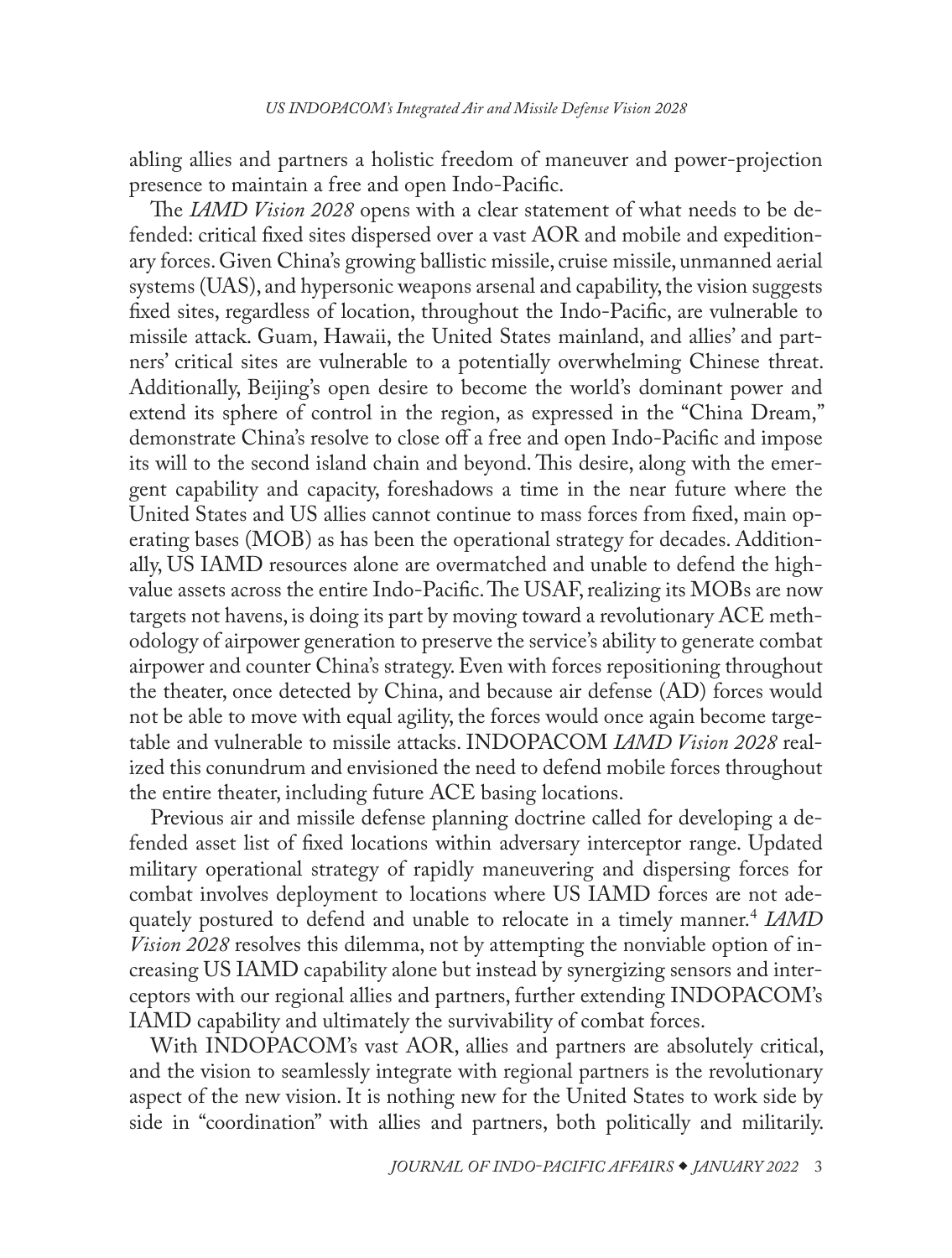abling allies and partners a holistic freedom of maneuver and power-projection presence to maintain a free and open Indo-Pacific.

The *IAMD Vision 2028* opens with a clear statement of what needs to be defended: critical fixed sites dispersed over a vast AOR and mobile and expeditionary forces. Given China's growing ballistic missile, cruise missile, unmanned aerial systems (UAS), and hypersonic weapons arsenal and capability, the vision suggests fixed sites, regardless of location, throughout the Indo-Pacific, are vulnerable to missile attack. Guam, Hawaii, the United States mainland, and allies' and partners' critical sites are vulnerable to a potentially overwhelming Chinese threat. Additionally, Beijing's open desire to become the world's dominant power and extend its sphere of control in the region, as expressed in the "China Dream," demonstrate China's resolve to close off a free and open Indo-Pacific and impose its will to the second island chain and beyond. This desire, along with the emergent capability and capacity, foreshadows a time in the near future where the United States and US allies cannot continue to mass forces from fixed, main operating bases (MOB) as has been the operational strategy for decades. Additionally, US IAMD resources alone are overmatched and unable to defend the high-value assets across the entire Indo-Pacific. The USAF, realizing its MOBs are now targets not havens, is doing its part by moving toward a revolutionary ACE methodology of airpower generation to preserve the service's ability to generate combat airpower and counter China's strategy. Even with forces repositioning throughout the theater, once detected by China, and because air defense (AD) forces would not be able to move with equal agility, the forces would once again become targetable and vulnerable to missile attacks. INDOPACOM *IAMD Vision 2028* realized this conundrum and envisioned the need to defend mobile forces throughout the entire theater, including future ACE basing locations.

Previous air and missile defense planning doctrine called for developing a defended asset list of fixed locations within adversary interceptor range. Updated military operational strategy of rapidly maneuvering and dispersing forces for combat involves deployment to locations where US IAMD forces are not adequately postured to defend and unable to relocate in a timely manner.[4] *IAMD Vision 2028* resolves this dilemma, not by attempting the nonviable option of increasing US IAMD capability alone but instead by synergizing sensors and interceptors with our regional allies and partners, further extending INDOPACOM's IAMD capability and ultimately the survivability of combat forces.

With INDOPACOM's vast AOR, allies and partners are absolutely critical, and the vision to seamlessly integrate with regional partners is the revolutionary aspect of the new vision. It is nothing new for the United States to work side by side in "coordination" with allies and partners, both politically and militarily.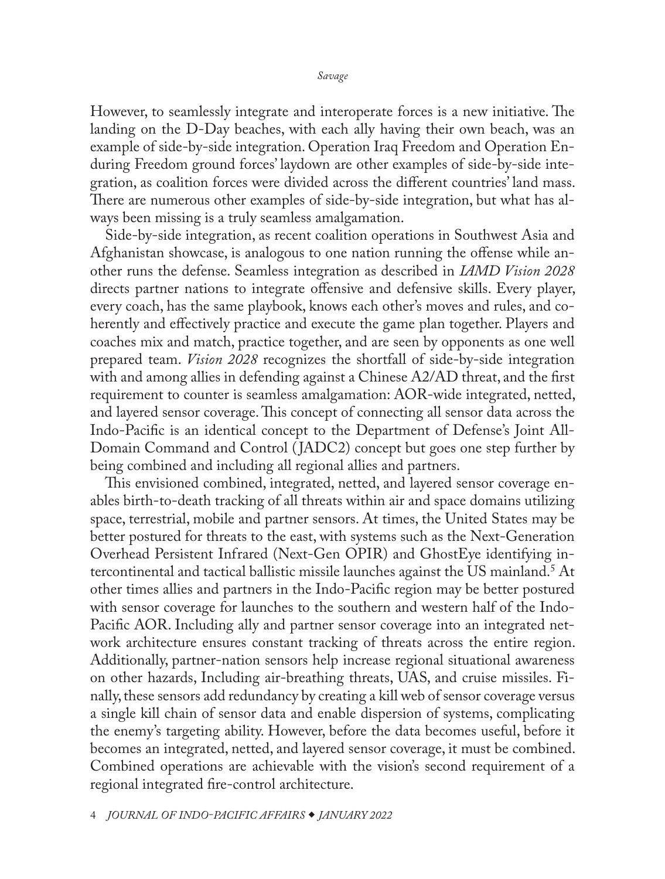However, to seamlessly integrate and interoperate forces is a new initiative. The landing on the D-Day beaches, with each ally having their own beach, was an example of side-by-side integration. Operation Iraq Freedom and Operation Enduring Freedom ground forces' laydown are other examples of side-by-side integration, as coalition forces were divided across the different countries' land mass. There are numerous other examples of side-by-side integration, but what has always been missing is a truly seamless amalgamation.

Side-by-side integration, as recent coalition operations in Southwest Asia and Afghanistan showcase, is analogous to one nation running the offense while another runs the defense. Seamless integration as described in *IAMD Vision 2028* directs partner nations to integrate offensive and defensive skills. Every player, every coach, has the same playbook, knows each other's moves and rules, and coherently and effectively practice and execute the game plan together. Players and coaches mix and match, practice together, and are seen by opponents as one well prepared team. *Vision 2028* recognizes the shortfall of side-by-side integration with and among allies in defending against a Chinese A2/AD threat, and the first requirement to counter is seamless amalgamation: AOR-wide integrated, netted, and layered sensor coverage. This concept of connecting all sensor data across the Indo-Pacific is an identical concept to the Department of Defense's Joint All-Domain Command and Control (JADC2) concept but goes one step further by being combined and including all regional allies and partners.

This envisioned combined, integrated, netted, and layered sensor coverage enables birth-to-death tracking of all threats within air and space domains utilizing space, terrestrial, mobile and partner sensors. At times, the United States may be better postured for threats to the east, with systems such as the Next-Generation Overhead Persistent Infrared (Next-Gen OPIR) and GhostEye identifying intercontinental and tactical ballistic missile launches against the US mainland.[5] At other times allies and partners in the Indo-Pacific region may be better postured with sensor coverage for launches to the southern and western half of the Indo-Pacific AOR. Including ally and partner sensor coverage into an integrated network architecture ensures constant tracking of threats across the entire region. Additionally, partner-nation sensors help increase regional situational awareness on other hazards, Including air-breathing threats, UAS, and cruise missiles. Finally, these sensors add redundancy by creating a kill web of sensor coverage versus a single kill chain of sensor data and enable dispersion of systems, complicating the enemy's targeting ability. However, before the data becomes useful, before it becomes an integrated, netted, and layered sensor coverage, it must be combined. Combined operations are achievable with the vision's second requirement of a regional integrated fire-control architecture.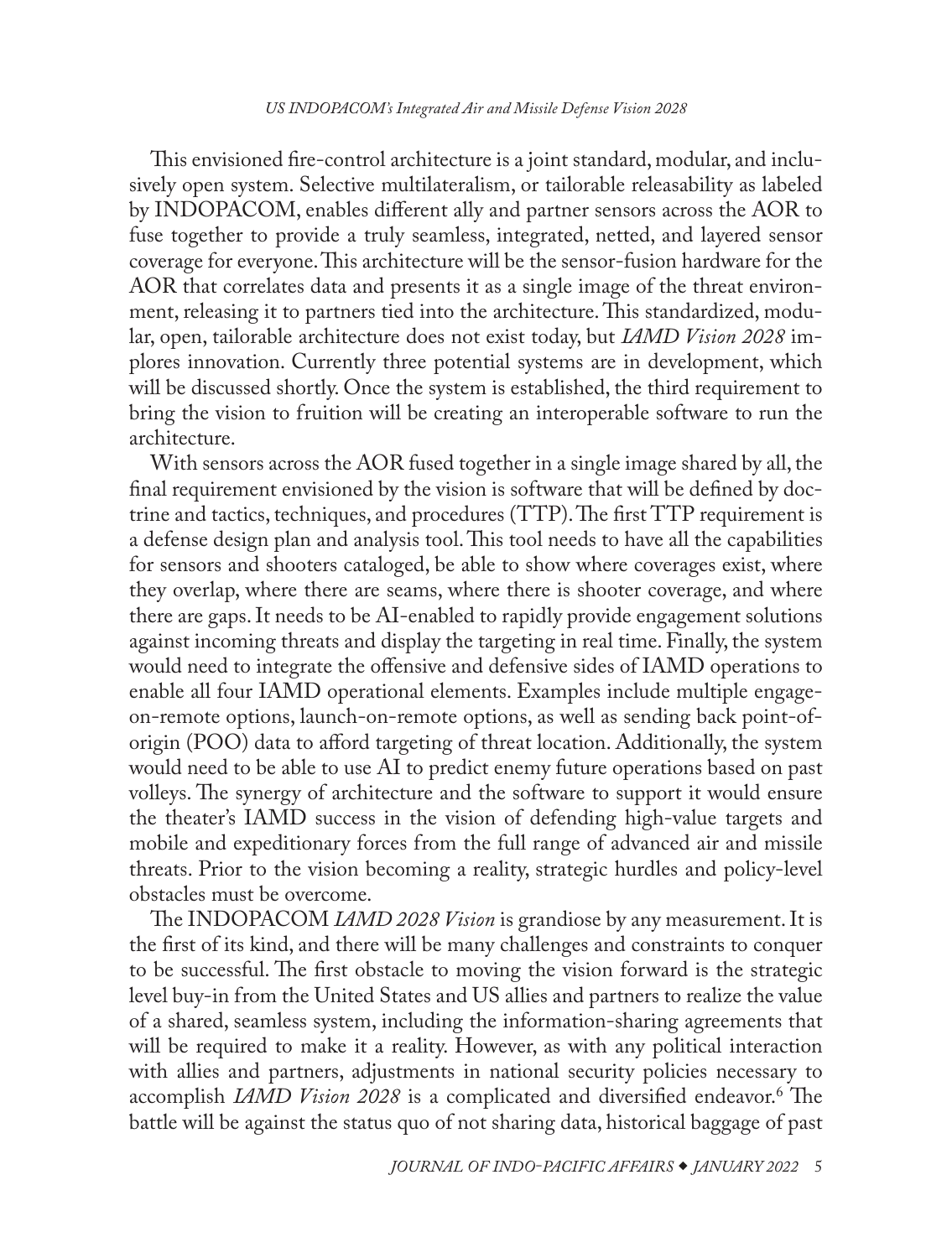This envisioned fire-control architecture is a joint standard, modular, and inclusively open system. Selective multilateralism, or tailorable releasability as labeled by INDOPACOM, enables different ally and partner sensors across the AOR to fuse together to provide a truly seamless, integrated, netted, and layered sensor coverage for everyone. This architecture will be the sensor-fusion hardware for the AOR that correlates data and presents it as a single image of the threat environment, releasing it to partners tied into the architecture. This standardized, modular, open, tailorable architecture does not exist today, but *IAMD Vision 2028* implores innovation. Currently three potential systems are in development, which will be discussed shortly. Once the system is established, the third requirement to bring the vision to fruition will be creating an interoperable software to run the architecture.

With sensors across the AOR fused together in a single image shared by all, the final requirement envisioned by the vision is software that will be defined by doctrine and tactics, techniques, and procedures (TTP). The first TTP requirement is a defense design plan and analysis tool. This tool needs to have all the capabilities for sensors and shooters cataloged, be able to show where coverages exist, where they overlap, where there are seams, where there is shooter coverage, and where there are gaps. It needs to be AI-enabled to rapidly provide engagement solutions against incoming threats and display the targeting in real time. Finally, the system would need to integrate the offensive and defensive sides of IAMD operations to enable all four IAMD operational elements. Examples include multiple engage-on-remote options, launch-on-remote options, as well as sending back point-of-origin (POO) data to afford targeting of threat location. Additionally, the system would need to be able to use AI to predict enemy future operations based on past volleys. The synergy of architecture and the software to support it would ensure the theater's IAMD success in the vision of defending high-value targets and mobile and expeditionary forces from the full range of advanced air and missile threats. Prior to the vision becoming a reality, strategic hurdles and policy-level obstacles must be overcome.

The INDOPACOM *IAMD 2028 Vision* is grandiose by any measurement. It is the first of its kind, and there will be many challenges and constraints to conquer to be successful. The first obstacle to moving the vision forward is the strategic level buy-in from the United States and US allies and partners to realize the value of a shared, seamless system, including the information-sharing agreements that will be required to make it a reality. However, as with any political interaction with allies and partners, adjustments in national security policies necessary to accomplish *IAMD Vision 2028* is a complicated and diversified endeavor.[6] The battle will be against the status quo of not sharing data, historical baggage of past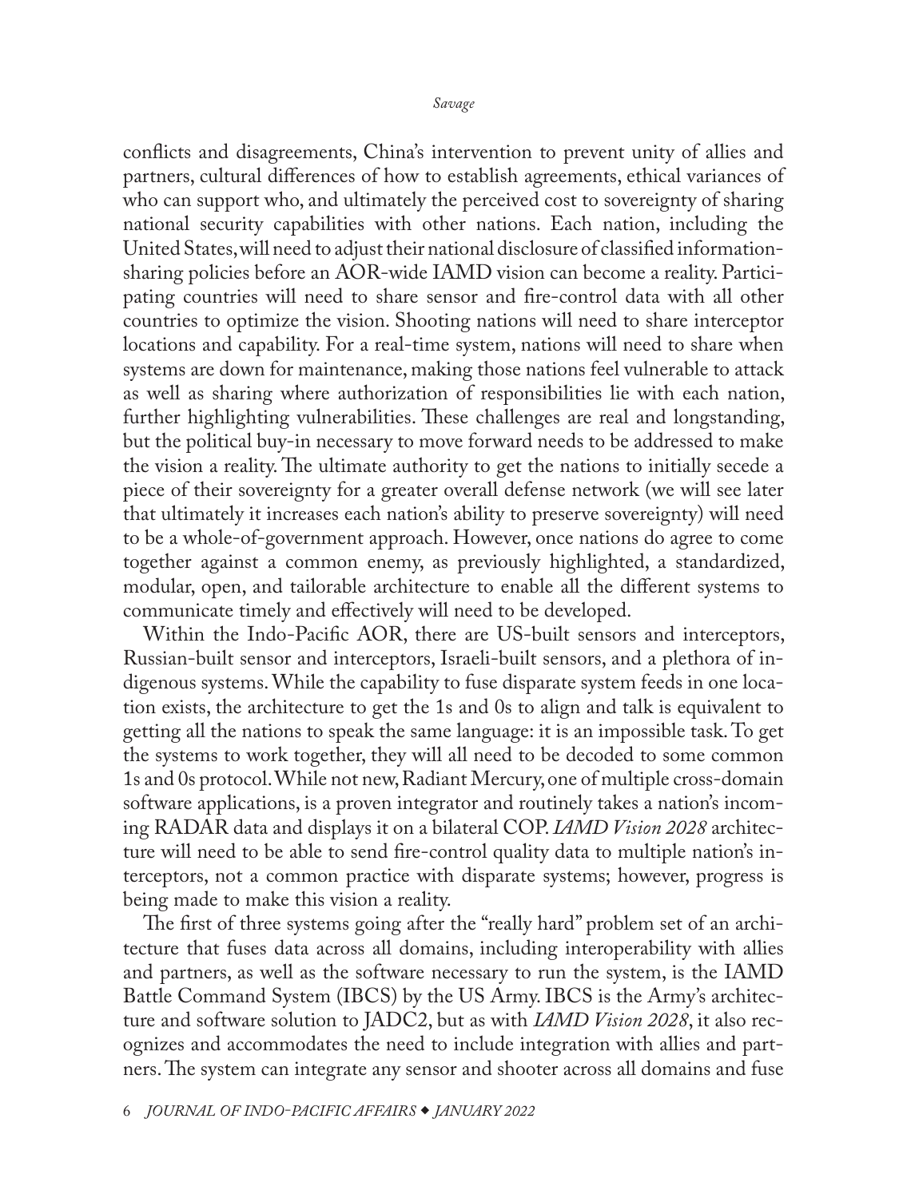conflicts and disagreements, China's intervention to prevent unity of allies and partners, cultural differences of how to establish agreements, ethical variances of who can support who, and ultimately the perceived cost to sovereignty of sharing national security capabilities with other nations. Each nation, including the United States, will need to adjust their national disclosure of classified information-sharing policies before an AOR-wide IAMD vision can become a reality. Participating countries will need to share sensor and fire-control data with all other countries to optimize the vision. Shooting nations will need to share interceptor locations and capability. For a real-time system, nations will need to share when systems are down for maintenance, making those nations feel vulnerable to attack as well as sharing where authorization of responsibilities lie with each nation, further highlighting vulnerabilities. These challenges are real and longstanding, but the political buy-in necessary to move forward needs to be addressed to make the vision a reality. The ultimate authority to get the nations to initially secede a piece of their sovereignty for a greater overall defense network (we will see later that ultimately it increases each nation's ability to preserve sovereignty) will need to be a whole-of-government approach. However, once nations do agree to come together against a common enemy, as previously highlighted, a standardized, modular, open, and tailorable architecture to enable all the different systems to communicate timely and effectively will need to be developed.

Within the Indo-Pacific AOR, there are US-built sensors and interceptors, Russian-built sensor and interceptors, Israeli-built sensors, and a plethora of indigenous systems. While the capability to fuse disparate system feeds in one location exists, the architecture to get the 1s and 0s to align and talk is equivalent to getting all the nations to speak the same language: it is an impossible task. To get the systems to work together, they will all need to be decoded to some common 1s and 0s protocol. While not new, Radiant Mercury, one of multiple cross-domain software applications, is a proven integrator and routinely takes a nation's incoming RADAR data and displays it on a bilateral COP. *IAMD Vision 2028* architecture will need to be able to send fire-control quality data to multiple nation's interceptors, not a common practice with disparate systems; however, progress is being made to make this vision a reality.

The first of three systems going after the "really hard" problem set of an architecture that fuses data across all domains, including interoperability with allies and partners, as well as the software necessary to run the system, is the IAMD Battle Command System (IBCS) by the US Army. IBCS is the Army's architecture and software solution to JADC2, but as with *IAMD Vision 2028*, it also recognizes and accommodates the need to include integration with allies and partners. The system can integrate any sensor and shooter across all domains and fuse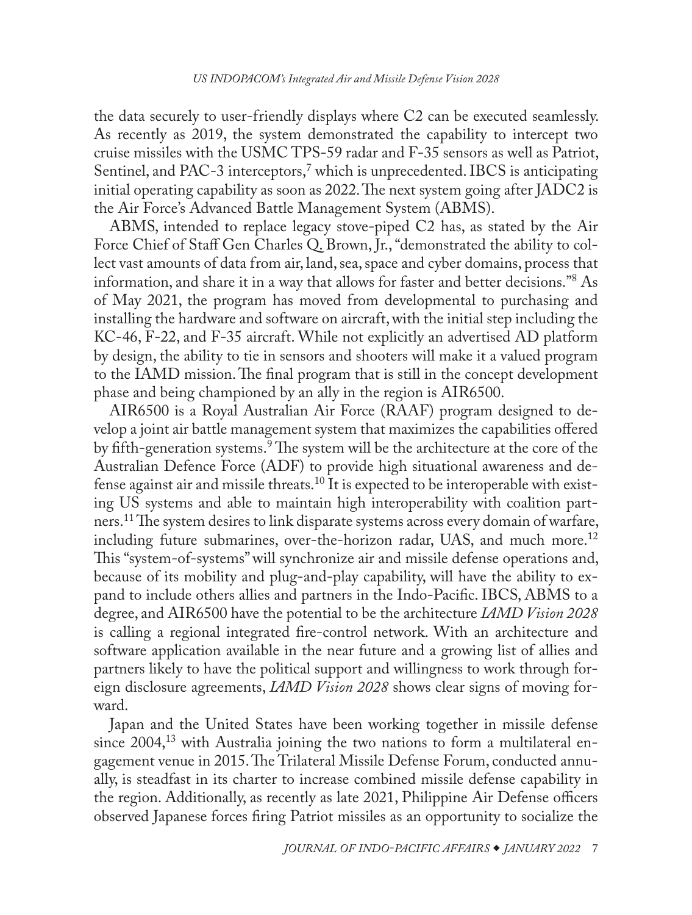the data securely to user-friendly displays where C2 can be executed seamlessly. As recently as 2019, the system demonstrated the capability to intercept two cruise missiles with the USMC TPS-59 radar and F-35 sensors as well as Patriot, Sentinel, and PAC-3 interceptors,[7] which is unprecedented. IBCS is anticipating initial operating capability as soon as 2022. The next system going after JADC2 is the Air Force's Advanced Battle Management System (ABMS).

ABMS, intended to replace legacy stove-piped C2 has, as stated by the Air Force Chief of Staff Gen Charles Q. Brown, Jr., "demonstrated the ability to collect vast amounts of data from air, land, sea, space and cyber domains, process that information, and share it in a way that allows for faster and better decisions."[8] As of May 2021, the program has moved from developmental to purchasing and installing the hardware and software on aircraft, with the initial step including the KC-46, F-22, and F-35 aircraft. While not explicitly an advertised AD platform by design, the ability to tie in sensors and shooters will make it a valued program to the IAMD mission. The final program that is still in the concept development phase and being championed by an ally in the region is AIR6500.

AIR6500 is a Royal Australian Air Force (RAAF) program designed to develop a joint air battle management system that maximizes the capabilities offered by fifth-generation systems.[9] The system will be the architecture at the core of the Australian Defence Force (ADF) to provide high situational awareness and defense against air and missile threats.[10] It is expected to be interoperable with existing US systems and able to maintain high interoperability with coalition partners.[11] The system desires to link disparate systems across every domain of warfare, including future submarines, over-the-horizon radar, UAS, and much more.[12] This "system-of-systems" will synchronize air and missile defense operations and, because of its mobility and plug-and-play capability, will have the ability to expand to include others allies and partners in the Indo-Pacific. IBCS, ABMS to a degree, and AIR6500 have the potential to be the architecture *IAMD Vision 2028* is calling a regional integrated fire-control network. With an architecture and software application available in the near future and a growing list of allies and partners likely to have the political support and willingness to work through foreign disclosure agreements, *IAMD Vision 2028* shows clear signs of moving forward.

Japan and the United States have been working together in missile defense since 2004,[13] with Australia joining the two nations to form a multilateral engagement venue in 2015. The Trilateral Missile Defense Forum, conducted annually, is steadfast in its charter to increase combined missile defense capability in the region. Additionally, as recently as late 2021, Philippine Air Defense officers observed Japanese forces firing Patriot missiles as an opportunity to socialize the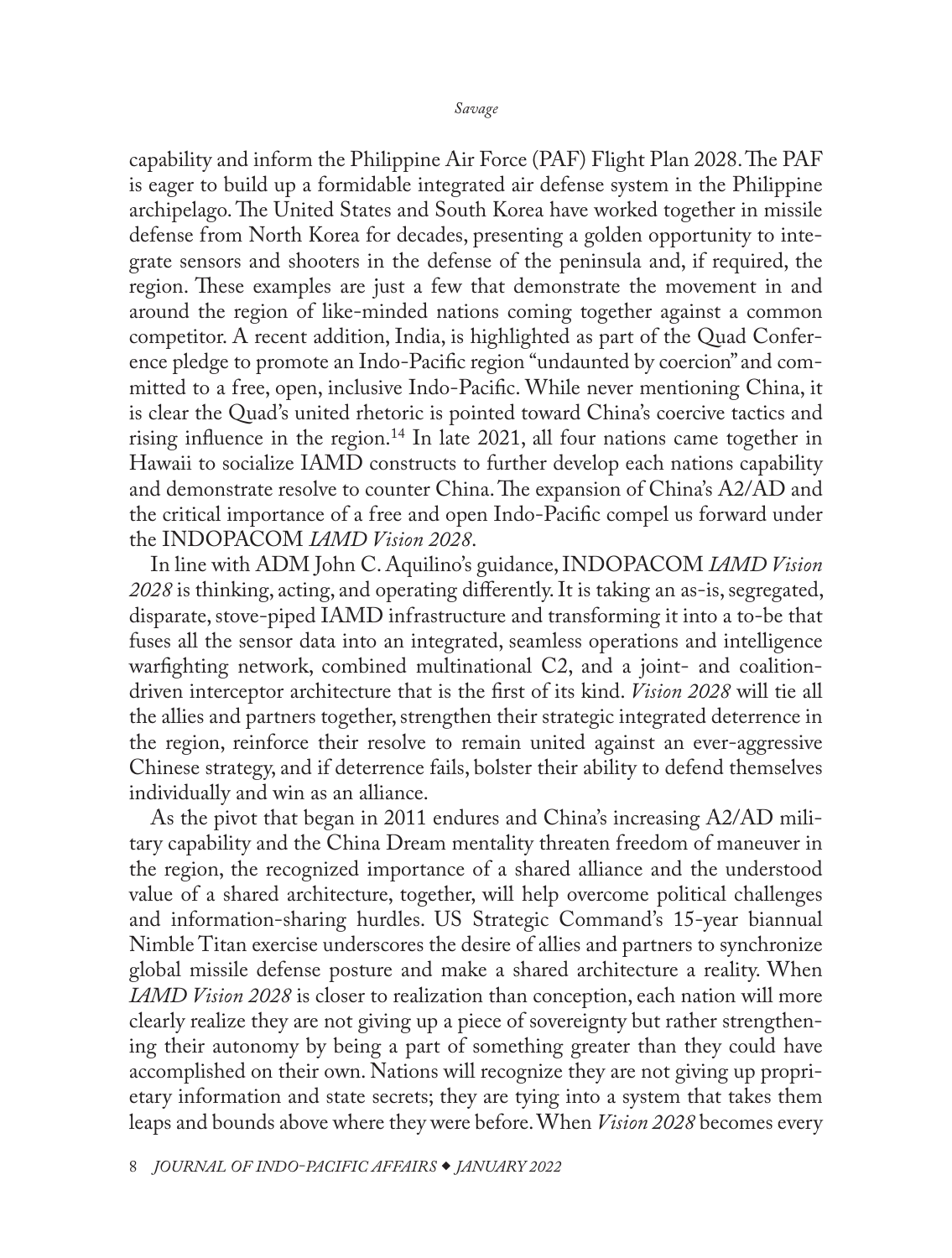capability and inform the Philippine Air Force (PAF) Flight Plan 2028. The PAF is eager to build up a formidable integrated air defense system in the Philippine archipelago. The United States and South Korea have worked together in missile defense from North Korea for decades, presenting a golden opportunity to integrate sensors and shooters in the defense of the peninsula and, if required, the region. These examples are just a few that demonstrate the movement in and around the region of like-minded nations coming together against a common competitor. A recent addition, India, is highlighted as part of the Quad Conference pledge to promote an Indo-Pacific region "undaunted by coercion" and committed to a free, open, inclusive Indo-Pacific. While never mentioning China, it is clear the Quad's united rhetoric is pointed toward China's coercive tactics and rising influence in the region.[14] In late 2021, all four nations came together in Hawaii to socialize IAMD constructs to further develop each nations capability and demonstrate resolve to counter China. The expansion of China's A2/AD and the critical importance of a free and open Indo-Pacific compel us forward under the INDOPACOM *IAMD Vision 2028*.

In line with ADM John C. Aquilino's guidance, INDOPACOM *IAMD Vision 2028* is thinking, acting, and operating differently. It is taking an as-is, segregated, disparate, stove-piped IAMD infrastructure and transforming it into a to-be that fuses all the sensor data into an integrated, seamless operations and intelligence warfighting network, combined multinational C2, and a joint- and coalition-driven interceptor architecture that is the first of its kind. *Vision 2028* will tie all the allies and partners together, strengthen their strategic integrated deterrence in the region, reinforce their resolve to remain united against an ever-aggressive Chinese strategy, and if deterrence fails, bolster their ability to defend themselves individually and win as an alliance.

As the pivot that began in 2011 endures and China's increasing A2/AD military capability and the China Dream mentality threaten freedom of maneuver in the region, the recognized importance of a shared alliance and the understood value of a shared architecture, together, will help overcome political challenges and information-sharing hurdles. US Strategic Command's 15-year biannual Nimble Titan exercise underscores the desire of allies and partners to synchronize global missile defense posture and make a shared architecture a reality. When *IAMD Vision 2028* is closer to realization than conception, each nation will more clearly realize they are not giving up a piece of sovereignty but rather strengthening their autonomy by being a part of something greater than they could have accomplished on their own. Nations will recognize they are not giving up proprietary information and state secrets; they are tying into a system that takes them leaps and bounds above where they were before. When *Vision 2028* becomes every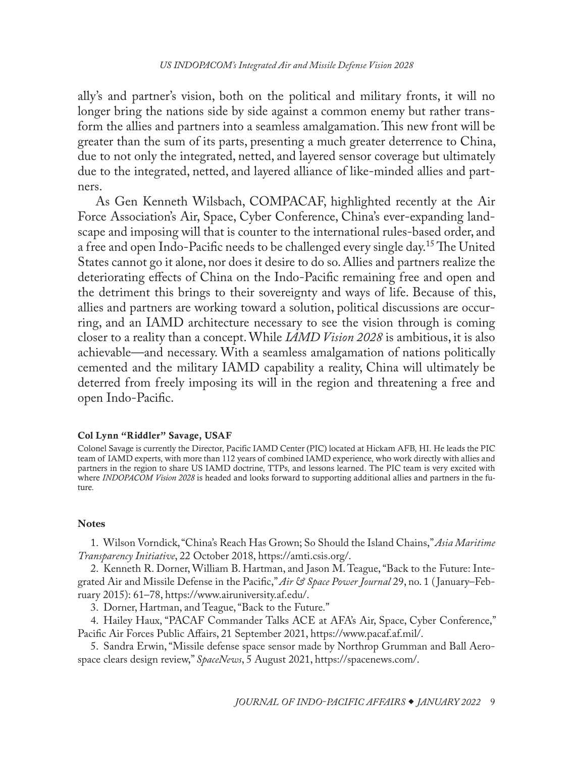ally's and partner's vision, both on the political and military fronts, it will no longer bring the nations side by side against a common enemy but rather transform the allies and partners into a seamless amalgamation. This new front will be greater than the sum of its parts, presenting a much greater deterrence to China, due to not only the integrated, netted, and layered sensor coverage but ultimately due to the integrated, netted, and layered alliance of like-minded allies and partners.

As Gen Kenneth Wilsbach, COMPACAF, highlighted recently at the Air Force Association's Air, Space, Cyber Conference, China's ever-expanding landscape and imposing will that is counter to the international rules-based order, and a free and open Indo-Pacific needs to be challenged every single day.[15] The United States cannot go it alone, nor does it desire to do so. Allies and partners realize the deteriorating effects of China on the Indo-Pacific remaining free and open and the detriment this brings to their sovereignty and ways of life. Because of this, allies and partners are working toward a solution, political discussions are occurring, and an IAMD architecture necessary to see the vision through is coming closer to a reality than a concept. While *IAMD Vision 2028* is ambitious, it is also achievable—and necessary. With a seamless amalgamation of nations politically cemented and the military IAMD capability a reality, China will ultimately be deterred from freely imposing its will in the region and threatening a free and open Indo-Pacific.

**Col Lynn "Riddler" Savage, USAF**

Colonel Savage is currently the Director, Pacific IAMD Center (PIC) located at Hickam AFB, HI. He leads the PIC team of IAMD experts, with more than 112 years of combined IAMD experience, who work directly with allies and partners in the region to share US IAMD doctrine, TTPs, and lessons learned. The PIC team is very excited with where *INDOPACOM Vision 2028* is headed and looks forward to supporting additional allies and partners in the future.

**Notes**

1. Wilson Vorndick, "China's Reach Has Grown; So Should the Island Chains," *Asia Maritime Transparency Initiative*, 22 October 2018, https://amti.csis.org/.
2. Kenneth R. Dorner, William B. Hartman, and Jason M. Teague, "Back to the Future: Integrated Air and Missile Defense in the Pacific," *Air & Space Power Journal* 29, no. 1 (January–February 2015): 61–78, https://www.airuniversity.af.edu/.
3. Dorner, Hartman, and Teague, "Back to the Future."
4. Hailey Haux, "PACAF Commander Talks ACE at AFA's Air, Space, Cyber Conference," Pacific Air Forces Public Affairs, 21 September 2021, https://www.pacaf.af.mil/.
5. Sandra Erwin, "Missile defense space sensor made by Northrop Grumman and Ball Aerospace clears design review," *SpaceNews*, 5 August 2021, https://spacenews.com/.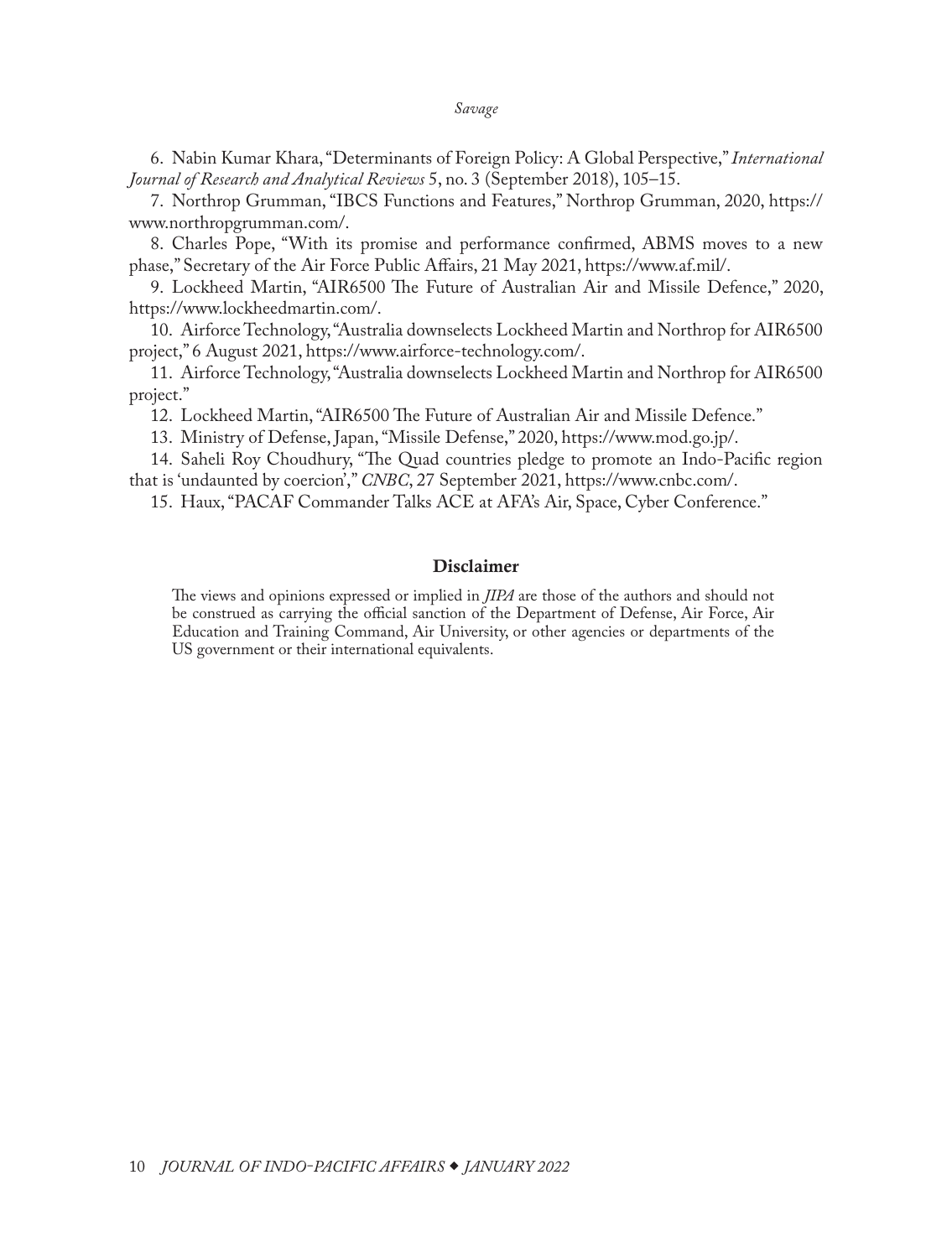6. Nabin Kumar Khara, "Determinants of Foreign Policy: A Global Perspective," *International Journal of Research and Analytical Reviews* 5, no. 3 (September 2018), 105–15.

7. Northrop Grumman, "IBCS Functions and Features," Northrop Grumman, 2020, https://www.northropgrumman.com/.

8. Charles Pope, "With its promise and performance confirmed, ABMS moves to a new phase," Secretary of the Air Force Public Affairs, 21 May 2021, https://www.af.mil/.

9. Lockheed Martin, "AIR6500 The Future of Australian Air and Missile Defence," 2020, https://www.lockheedmartin.com/.

10. Airforce Technology, "Australia downselects Lockheed Martin and Northrop for AIR6500 project," 6 August 2021, https://www.airforce-technology.com/.

11. Airforce Technology, "Australia downselects Lockheed Martin and Northrop for AIR6500 project."

12. Lockheed Martin, "AIR6500 The Future of Australian Air and Missile Defence."

13. Ministry of Defense, Japan, "Missile Defense," 2020, https://www.mod.go.jp/.

14. Saheli Roy Choudhury, "The Quad countries pledge to promote an Indo-Pacific region that is 'undaunted by coercion'," *CNBC*, 27 September 2021, https://www.cnbc.com/.

15. Haux, "PACAF Commander Talks ACE at AFA's Air, Space, Cyber Conference."

## Disclaimer

The views and opinions expressed or implied in *JIPA* are those of the authors and should not be construed as carrying the official sanction of the Department of Defense, Air Force, Air Education and Training Command, Air University, or other agencies or departments of the US government or their international equivalents.